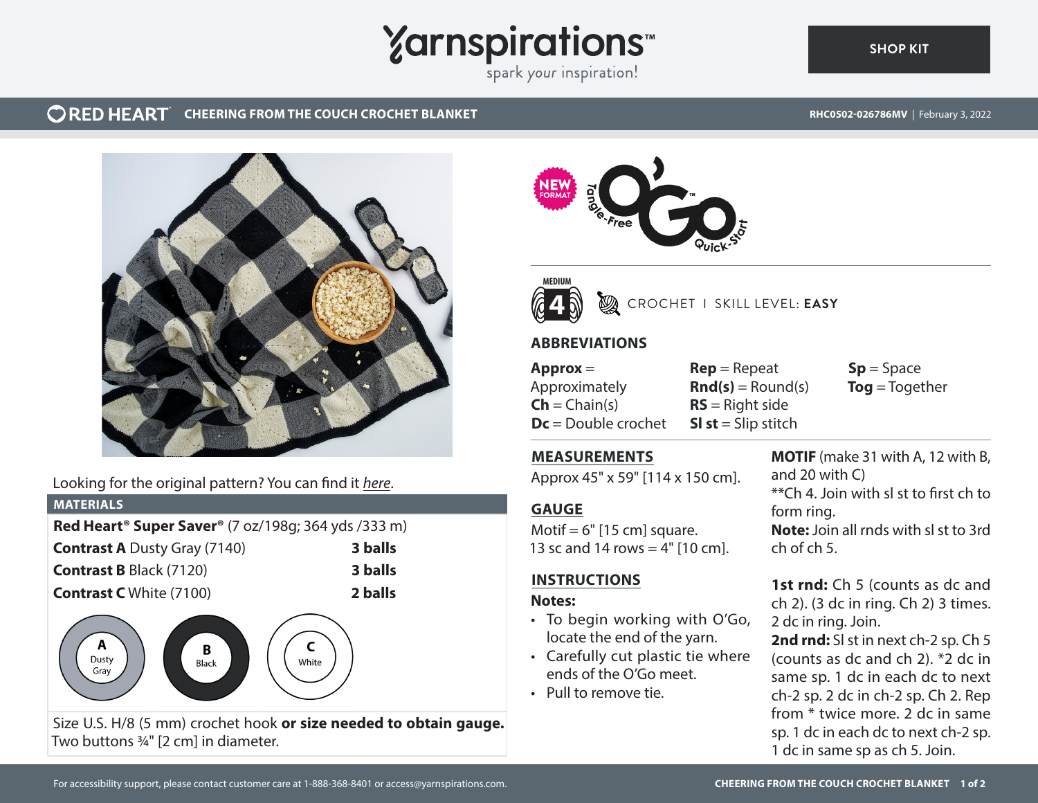# Yarnspirations

spark your inspiration!

SHOP KIT

**RED HEART** CHEERING FROM THE COUCH CROCHET BLANKET

RHC0502-026786MV | February 3, 2022

NEW FORMAT Tangle-Free O'GO Quick-Start

MEDIUM 4 CROCHET | SKILL LEVEL: **EASY**

## ABBREVIATIONS

**Approx** = Approximately
**Ch** = Chain(s)
**Dc** = Double crochet
**Rep** = Repeat
**Rnd(s)** = Round(s)
**RS** = Right side
**Sl st** = Slip stitch
**Sp** = Space
**Tog** = Together

Looking for the original pattern? You can find it *here*.

## MATERIALS

**Red Heart® Super Saver®** (7 oz/198g; 364 yds /333 m)

| | |
|---|---|
| **Contrast A** Dusty Gray (7140) | **3 balls** |
| **Contrast B** Black (7120) | **3 balls** |
| **Contrast C** White (7100) | **2 balls** |

A Dusty Gray
B Black
C White

Size U.S. H/8 (5 mm) crochet hook **or size needed to obtain gauge.**
Two buttons ¾" [2 cm] in diameter.

## MEASUREMENTS

Approx 45" x 59" [114 x 150 cm].

## GAUGE

Motif = 6" [15 cm] square.
13 sc and 14 rows = 4" [10 cm].

## INSTRUCTIONS

**Notes:**

- To begin working with O'Go, locate the end of the yarn.
- Carefully cut plastic tie where ends of the O'Go meet.
- Pull to remove tie.

**MOTIF** (make 31 with A, 12 with B, and 20 with C)

**Ch 4. Join with sl st to first ch to form ring.

**Note:** Join all rnds with sl st to 3rd ch of ch 5.

**1st rnd:** Ch 5 (counts as dc and ch 2). (3 dc in ring. Ch 2) 3 times. 2 dc in ring. Join.

**2nd rnd:** Sl st in next ch-2 sp. Ch 5 (counts as dc and ch 2). *2 dc in same sp. 1 dc in each dc to next ch-2 sp. 2 dc in ch-2 sp. Ch 2. Rep from * twice more. 2 dc in same sp. 1 dc in each dc to next ch-2 sp. 1 dc in same sp as ch 5. Join.

For accessibility support, please contact customer care at 1-888-368-8401 or access@yarnspirations.com.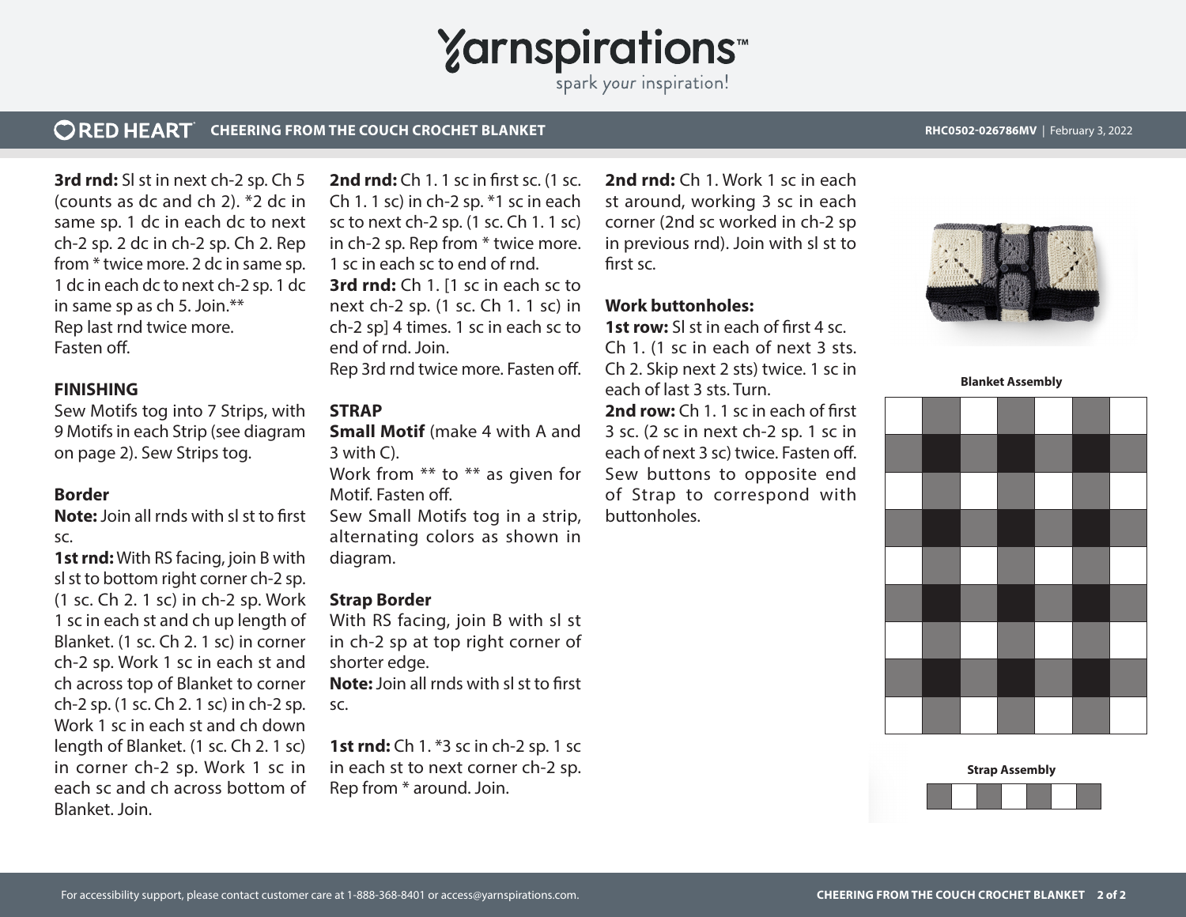**3rd rnd:** Sl st in next ch-2 sp. Ch 5 (counts as dc and ch 2). *2 dc in same sp. 1 dc in each dc to next ch-2 sp. 2 dc in ch-2 sp. Ch 2. Rep from * twice more. 2 dc in same sp. 1 dc in each dc to next ch-2 sp. 1 dc in same sp as ch 5. Join.**
Rep last rnd twice more.
Fasten off.

## FINISHING

Sew Motifs tog into 7 Strips, with 9 Motifs in each Strip (see diagram on page 2). Sew Strips tog.

### Border

**Note:** Join all rnds with sl st to first sc.

**1st rnd:** With RS facing, join B with sl st to bottom right corner ch-2 sp. (1 sc. Ch 2. 1 sc) in ch-2 sp. Work 1 sc in each st and ch up length of Blanket. (1 sc. Ch 2. 1 sc) in corner ch-2 sp. Work 1 sc in each st and ch across top of Blanket to corner ch-2 sp. (1 sc. Ch 2. 1 sc) in ch-2 sp. Work 1 sc in each st and ch down length of Blanket. (1 sc. Ch 2. 1 sc) in corner ch-2 sp. Work 1 sc in each sc and ch across bottom of Blanket. Join.

**2nd rnd:** Ch 1. 1 sc in first sc. (1 sc. Ch 1. 1 sc) in ch-2 sp. *1 sc in each sc to next ch-2 sp. (1 sc. Ch 1. 1 sc) in ch-2 sp. Rep from * twice more. 1 sc in each sc to end of rnd.

**3rd rnd:** Ch 1. [1 sc in each sc to next ch-2 sp. (1 sc. Ch 1. 1 sc) in ch-2 sp] 4 times. 1 sc in each sc to end of rnd. Join.

Rep 3rd rnd twice more. Fasten off.

## STRAP

**Small Motif** (make 4 with A and 3 with C).

Work from ** to ** as given for Motif. Fasten off.

Sew Small Motifs tog in a strip, alternating colors as shown in diagram.

### Strap Border

With RS facing, join B with sl st in ch-2 sp at top right corner of shorter edge.

**Note:** Join all rnds with sl st to first sc.

**1st rnd:** Ch 1. *3 sc in ch-2 sp. 1 sc in each st to next corner ch-2 sp. Rep from * around. Join.

**2nd rnd:** Ch 1. Work 1 sc in each st around, working 3 sc in each corner (2nd sc worked in ch-2 sp in previous rnd). Join with sl st to first sc.

### Work buttonholes:

**1st row:** Sl st in each of first 4 sc. Ch 1. (1 sc in each of next 3 sts. Ch 2. Skip next 2 sts) twice. 1 sc in each of last 3 sts. Turn.

**2nd row:** Ch 1. 1 sc in each of first 3 sc. (2 sc in next ch-2 sp. 1 sc in each of next 3 sc) twice. Fasten off.

Sew buttons to opposite end of Strap to correspond with buttonholes.

**Blanket Assembly**

**Strap Assembly**